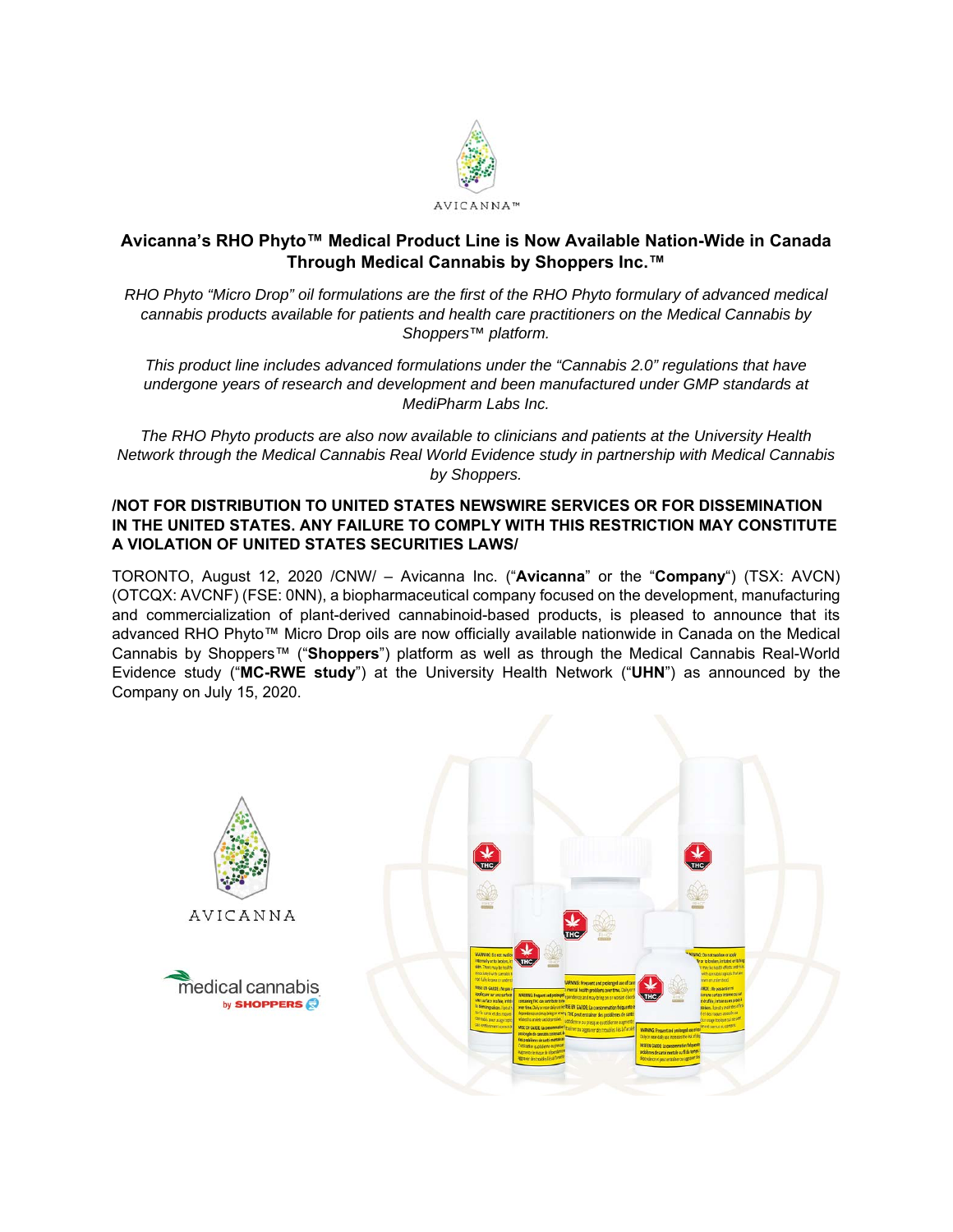# Avicanna's RHO Phyto™ Medical Product Line is Now Available Nation-Wide in Canada Through Medical Cannabis by Shoppers Inc.™

*RHO Phyto "Micro Drop" oil formulations are the first of the RHO Phyto formulary of advanced medical cannabis products available for patients and health care practitioners on the Medical Cannabis by Shoppers™ platform.*

*This product line includes advanced formulations under the "Cannabis 2.0" regulations that have undergone years of research and development and been manufactured under GMP standards at MediPharm Labs Inc.*

*The RHO Phyto products are also now available to clinicians and patients at the University Health Network through the Medical Cannabis Real World Evidence study in partnership with Medical Cannabis by Shoppers.*

**/NOT FOR DISTRIBUTION TO UNITED STATES NEWSWIRE SERVICES OR FOR DISSEMINATION IN THE UNITED STATES. ANY FAILURE TO COMPLY WITH THIS RESTRICTION MAY CONSTITUTE A VIOLATION OF UNITED STATES SECURITIES LAWS/**

TORONTO, August 12, 2020 /CNW/ – Avicanna Inc. ("**Avicanna**" or the "**Company**") (TSX: AVCN) (OTCQX: AVCNF) (FSE: 0NN), a biopharmaceutical company focused on the development, manufacturing and commercialization of plant-derived cannabinoid-based products, is pleased to announce that its advanced RHO Phyto™ Micro Drop oils are now officially available nationwide in Canada on the Medical Cannabis by Shoppers™ ("**Shoppers**") platform as well as through the Medical Cannabis Real-World Evidence study ("**MC-RWE study**") at the University Health Network ("**UHN**") as announced by the Company on July 15, 2020.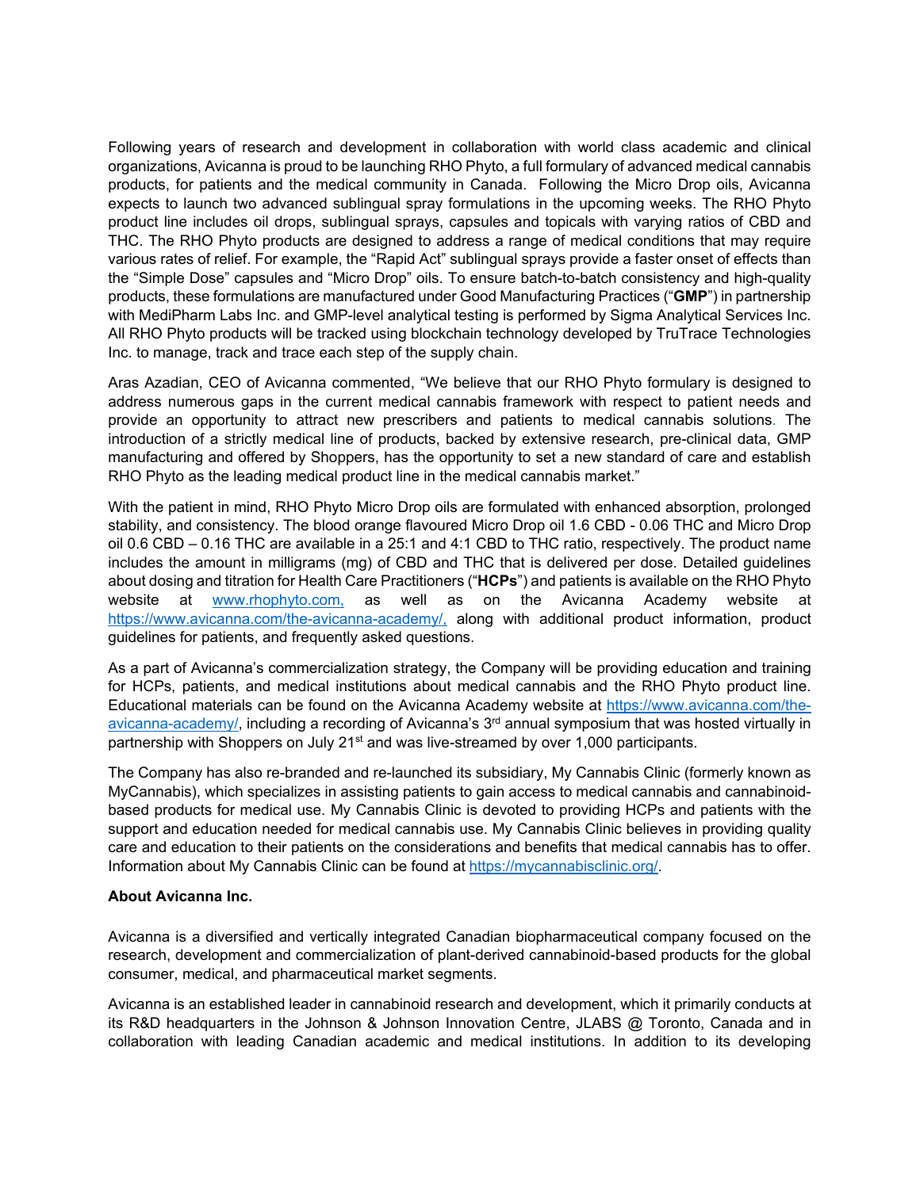Following years of research and development in collaboration with world class academic and clinical organizations, Avicanna is proud to be launching RHO Phyto, a full formulary of advanced medical cannabis products, for patients and the medical community in Canada. Following the Micro Drop oils, Avicanna expects to launch two advanced sublingual spray formulations in the upcoming weeks. The RHO Phyto product line includes oil drops, sublingual sprays, capsules and topicals with varying ratios of CBD and THC. The RHO Phyto products are designed to address a range of medical conditions that may require various rates of relief. For example, the "Rapid Act" sublingual sprays provide a faster onset of effects than the "Simple Dose" capsules and "Micro Drop" oils. To ensure batch-to-batch consistency and high-quality products, these formulations are manufactured under Good Manufacturing Practices ("**GMP**") in partnership with MediPharm Labs Inc. and GMP-level analytical testing is performed by Sigma Analytical Services Inc. All RHO Phyto products will be tracked using blockchain technology developed by TruTrace Technologies Inc. to manage, track and trace each step of the supply chain.

Aras Azadian, CEO of Avicanna commented, "We believe that our RHO Phyto formulary is designed to address numerous gaps in the current medical cannabis framework with respect to patient needs and provide an opportunity to attract new prescribers and patients to medical cannabis solutions. The introduction of a strictly medical line of products, backed by extensive research, pre-clinical data, GMP manufacturing and offered by Shoppers, has the opportunity to set a new standard of care and establish RHO Phyto as the leading medical product line in the medical cannabis market."

With the patient in mind, RHO Phyto Micro Drop oils are formulated with enhanced absorption, prolonged stability, and consistency. The blood orange flavoured Micro Drop oil 1.6 CBD - 0.06 THC and Micro Drop oil 0.6 CBD – 0.16 THC are available in a 25:1 and 4:1 CBD to THC ratio, respectively. The product name includes the amount in milligrams (mg) of CBD and THC that is delivered per dose. Detailed guidelines about dosing and titration for Health Care Practitioners ("**HCPs**") and patients is available on the RHO Phyto website at www.rhophyto.com, as well as on the Avicanna Academy website at https://www.avicanna.com/the-avicanna-academy/, along with additional product information, product guidelines for patients, and frequently asked questions.

As a part of Avicanna's commercialization strategy, the Company will be providing education and training for HCPs, patients, and medical institutions about medical cannabis and the RHO Phyto product line. Educational materials can be found on the Avicanna Academy website at https://www.avicanna.com/the-avicanna-academy/, including a recording of Avicanna's 3rd annual symposium that was hosted virtually in partnership with Shoppers on July 21st and was live-streamed by over 1,000 participants.

The Company has also re-branded and re-launched its subsidiary, My Cannabis Clinic (formerly known as MyCannabis), which specializes in assisting patients to gain access to medical cannabis and cannabinoid-based products for medical use. My Cannabis Clinic is devoted to providing HCPs and patients with the support and education needed for medical cannabis use. My Cannabis Clinic believes in providing quality care and education to their patients on the considerations and benefits that medical cannabis has to offer. Information about My Cannabis Clinic can be found at https://mycannabisclinic.org/.

**About Avicanna Inc.**

Avicanna is a diversified and vertically integrated Canadian biopharmaceutical company focused on the research, development and commercialization of plant-derived cannabinoid-based products for the global consumer, medical, and pharmaceutical market segments.

Avicanna is an established leader in cannabinoid research and development, which it primarily conducts at its R&D headquarters in the Johnson & Johnson Innovation Centre, JLABS @ Toronto, Canada and in collaboration with leading Canadian academic and medical institutions. In addition to its developing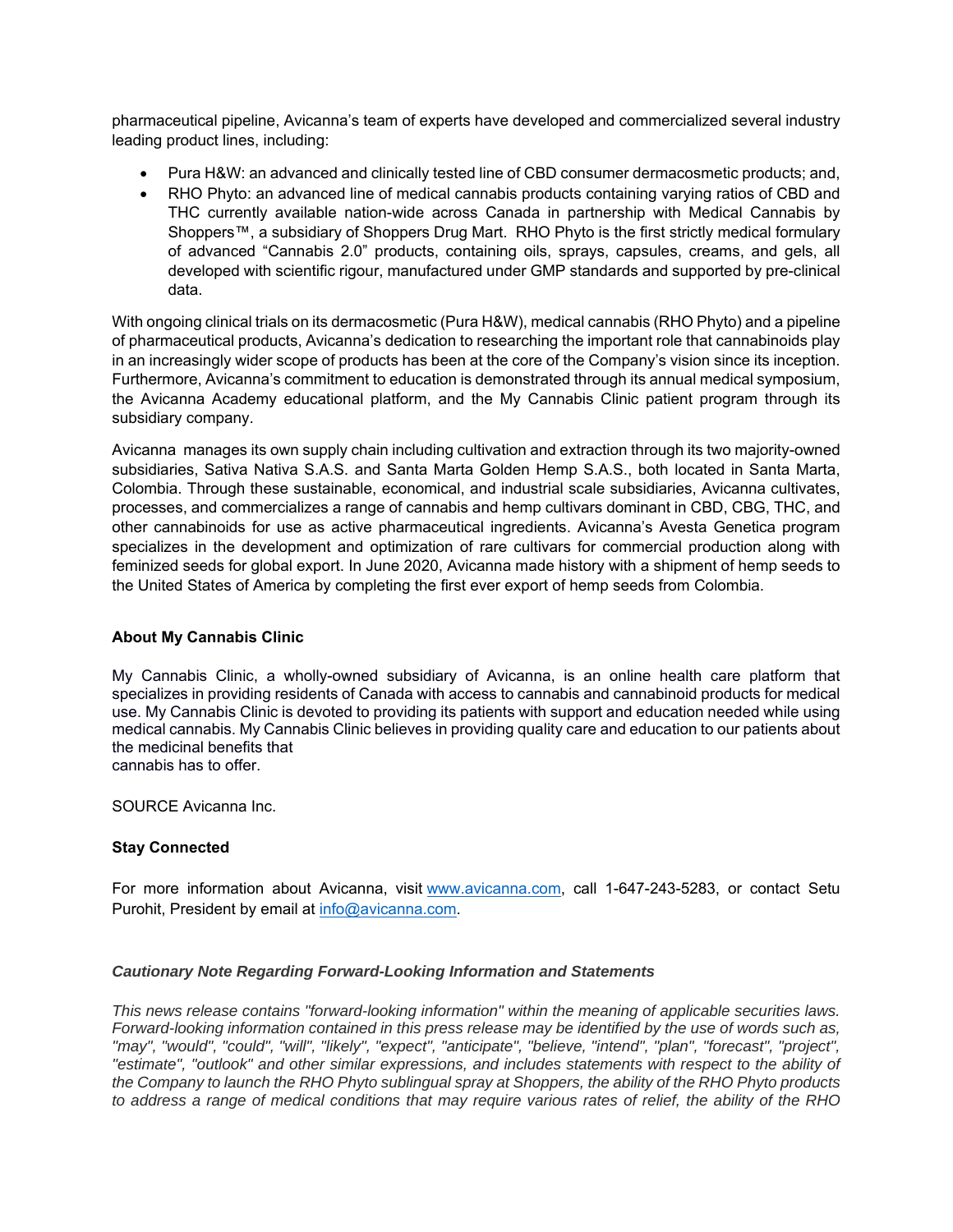pharmaceutical pipeline, Avicanna's team of experts have developed and commercialized several industry leading product lines, including:

- Pura H&W: an advanced and clinically tested line of CBD consumer dermacosmetic products; and,
- RHO Phyto: an advanced line of medical cannabis products containing varying ratios of CBD and THC currently available nation-wide across Canada in partnership with Medical Cannabis by Shoppers™, a subsidiary of Shoppers Drug Mart. RHO Phyto is the first strictly medical formulary of advanced "Cannabis 2.0" products, containing oils, sprays, capsules, creams, and gels, all developed with scientific rigour, manufactured under GMP standards and supported by pre-clinical data.

With ongoing clinical trials on its dermacosmetic (Pura H&W), medical cannabis (RHO Phyto) and a pipeline of pharmaceutical products, Avicanna's dedication to researching the important role that cannabinoids play in an increasingly wider scope of products has been at the core of the Company's vision since its inception. Furthermore, Avicanna's commitment to education is demonstrated through its annual medical symposium, the Avicanna Academy educational platform, and the My Cannabis Clinic patient program through its subsidiary company.

Avicanna manages its own supply chain including cultivation and extraction through its two majority-owned subsidiaries, Sativa Nativa S.A.S. and Santa Marta Golden Hemp S.A.S., both located in Santa Marta, Colombia. Through these sustainable, economical, and industrial scale subsidiaries, Avicanna cultivates, processes, and commercializes a range of cannabis and hemp cultivars dominant in CBD, CBG, THC, and other cannabinoids for use as active pharmaceutical ingredients. Avicanna's Avesta Genetica program specializes in the development and optimization of rare cultivars for commercial production along with feminized seeds for global export. In June 2020, Avicanna made history with a shipment of hemp seeds to the United States of America by completing the first ever export of hemp seeds from Colombia.

**About My Cannabis Clinic**

My Cannabis Clinic, a wholly-owned subsidiary of Avicanna, is an online health care platform that specializes in providing residents of Canada with access to cannabis and cannabinoid products for medical use. My Cannabis Clinic is devoted to providing its patients with support and education needed while using medical cannabis. My Cannabis Clinic believes in providing quality care and education to our patients about the medicinal benefits that
cannabis has to offer.

SOURCE Avicanna Inc.

**Stay Connected**

For more information about Avicanna, visit www.avicanna.com, call 1-647-243-5283, or contact Setu Purohit, President by email at info@avicanna.com.

***Cautionary Note Regarding Forward-Looking Information and Statements***

*This news release contains "forward-looking information" within the meaning of applicable securities laws. Forward-looking information contained in this press release may be identified by the use of words such as, "may", "would", "could", "will", "likely", "expect", "anticipate", "believe, "intend", "plan", "forecast", "project", "estimate", "outlook" and other similar expressions, and includes statements with respect to the ability of the Company to launch the RHO Phyto sublingual spray at Shoppers, the ability of the RHO Phyto products to address a range of medical conditions that may require various rates of relief, the ability of the RHO*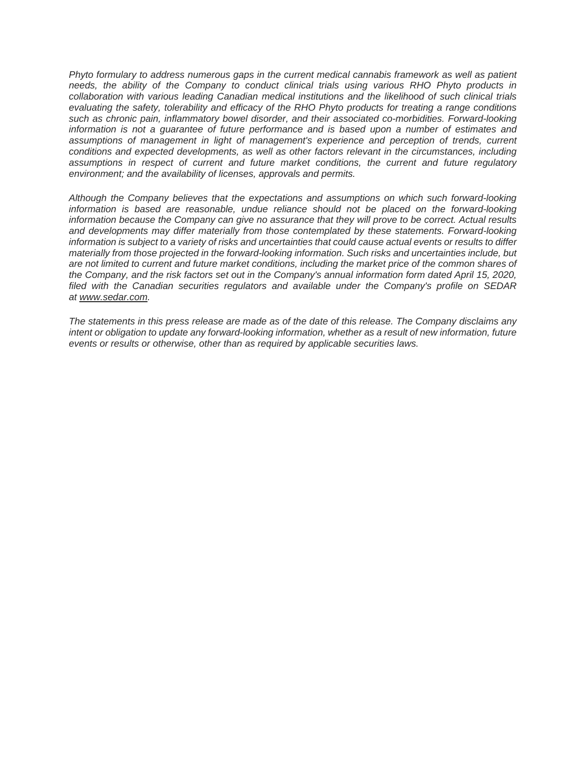*Phyto formulary to address numerous gaps in the current medical cannabis framework as well as patient needs, the ability of the Company to conduct clinical trials using various RHO Phyto products in collaboration with various leading Canadian medical institutions and the likelihood of such clinical trials evaluating the safety, tolerability and efficacy of the RHO Phyto products for treating a range conditions such as chronic pain, inflammatory bowel disorder, and their associated co-morbidities. Forward-looking information is not a guarantee of future performance and is based upon a number of estimates and assumptions of management in light of management's experience and perception of trends, current conditions and expected developments, as well as other factors relevant in the circumstances, including assumptions in respect of current and future market conditions, the current and future regulatory environment; and the availability of licenses, approvals and permits.*

*Although the Company believes that the expectations and assumptions on which such forward-looking information is based are reasonable, undue reliance should not be placed on the forward-looking information because the Company can give no assurance that they will prove to be correct. Actual results and developments may differ materially from those contemplated by these statements. Forward-looking information is subject to a variety of risks and uncertainties that could cause actual events or results to differ materially from those projected in the forward-looking information. Such risks and uncertainties include, but are not limited to current and future market conditions, including the market price of the common shares of the Company, and the risk factors set out in the Company's annual information form dated April 15, 2020, filed with the Canadian securities regulators and available under the Company's profile on SEDAR at [www.sedar.com](http://www.sedar.com).*

*The statements in this press release are made as of the date of this release. The Company disclaims any intent or obligation to update any forward-looking information, whether as a result of new information, future events or results or otherwise, other than as required by applicable securities laws.*